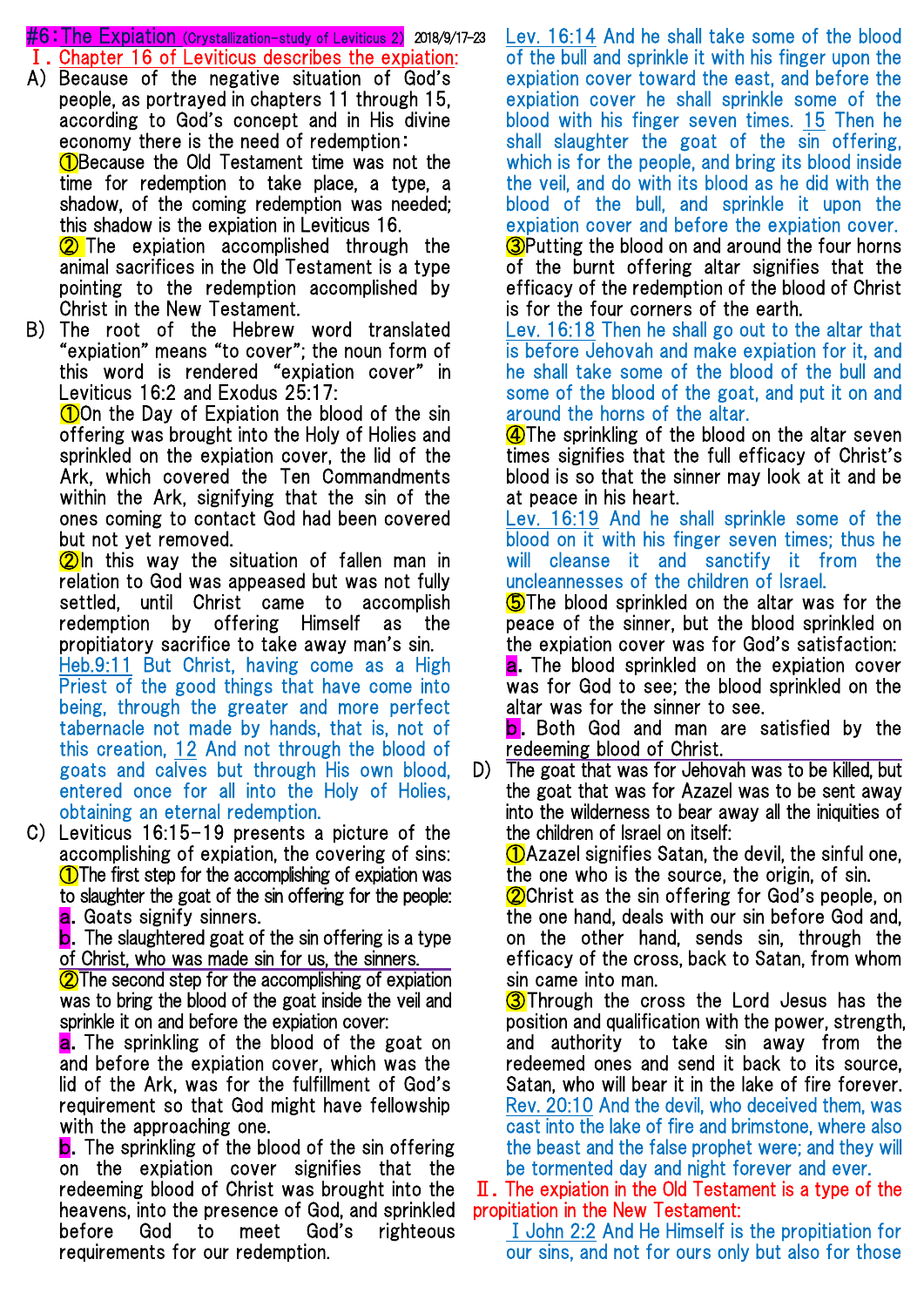# #6: The Expiation (Crystallization-study of Leviticus 2) 2018/9/17-23

## Ⅰ. Chapter 16 of Leviticus describes the expiation:

A) Because of the negative situation of God's people, as portrayed in chapters 11 through 15, according to God's concept and in His divine economy there is the need of redemption:

①Because the Old Testament time was not the time for redemption to take place, a type, a shadow, of the coming redemption was needed; this shadow is the expiation in Leviticus 16.

② The expiation accomplished through the animal sacrifices in the Old Testament is a type pointing to the redemption accomplished by Christ in the New Testament.

B) The root of the Hebrew word translated "expiation" means "to cover"; the noun form of this word is rendered "expiation cover" in Leviticus 16:2 and Exodus 25:17:

①On the Day of Expiation the blood of the sin offering was brought into the Holy of Holies and sprinkled on the expiation cover, the lid of the Ark, which covered the Ten Commandments within the Ark, signifying that the sin of the ones coming to contact God had been covered but not yet removed.

②In this way the situation of fallen man in relation to God was appeased but was not fully settled, until Christ came to accomplish redemption by offering Himself as the propitiatory sacrifice to take away man's sin.

Heb.9:11 But Christ, having come as a High Priest of the good things that have come into being, through the greater and more perfect tabernacle not made by hands, that is, not of this creation, 12 And not through the blood of goats and calves but through His own blood, entered once for all into the Holy of Holies, obtaining an eternal redemption.

C) Leviticus 16:15-19 presents a picture of the accomplishing of expiation, the covering of sins:

①The first step for the accomplishing of expiation was to slaughter the goat of the sin offering for the people:

a. Goats signify sinners.

b. The slaughtered goat of the sin offering is a type of Christ, who was made sin for us, the sinners.

②The second step for the accomplishing of expiation was to bring the blood of the goat inside the veil and sprinkle it on and before the expiation cover:

a. The sprinkling of the blood of the goat on and before the expiation cover, which was the lid of the Ark, was for the fulfillment of God's requirement so that God might have fellowship with the approaching one.

b. The sprinkling of the blood of the sin offering on the expiation cover signifies that the redeeming blood of Christ was brought into the heavens, into the presence of God, and sprinkled before God to meet God's righteous requirements for our redemption.

Lev. 16:14 And he shall take some of the blood of the bull and sprinkle it with his finger upon the expiation cover toward the east, and before the expiation cover he shall sprinkle some of the blood with his finger seven times. 15 Then he shall slaughter the goat of the sin offering, which is for the people, and bring its blood inside the veil, and do with its blood as he did with the blood of the bull, and sprinkle it upon the expiation cover and before the expiation cover.

③Putting the blood on and around the four horns of the burnt offering altar signifies that the efficacy of the redemption of the blood of Christ is for the four corners of the earth.

Lev. 16:18 Then he shall go out to the altar that is before Jehovah and make expiation for it, and he shall take some of the blood of the bull and some of the blood of the goat, and put it on and around the horns of the altar.

④The sprinkling of the blood on the altar seven times signifies that the full efficacy of Christ's blood is so that the sinner may look at it and be at peace in his heart.

Lev. 16:19 And he shall sprinkle some of the blood on it with his finger seven times; thus he will cleanse it and sanctify it from the uncleannesses of the children of Israel.

⑤The blood sprinkled on the altar was for the peace of the sinner, but the blood sprinkled on the expiation cover was for God's satisfaction:

a. The blood sprinkled on the expiation cover was for God to see; the blood sprinkled on the altar was for the sinner to see.

b. Both God and man are satisfied by the redeeming blood of Christ.

D) The goat that was for Jehovah was to be killed, but the goat that was for Azazel was to be sent away into the wilderness to bear away all the iniquities of the children of Israel on itself:

①Azazel signifies Satan, the devil, the sinful one, the one who is the source, the origin, of sin.

②Christ as the sin offering for God's people, on the one hand, deals with our sin before God and, on the other hand, sends sin, through the efficacy of the cross, back to Satan, from whom sin came into man.

③Through the cross the Lord Jesus has the position and qualification with the power, strength, and authority to take sin away from the redeemed ones and send it back to its source, Satan, who will bear it in the lake of fire forever.

Rev. 20:10 And the devil, who deceived them, was cast into the lake of fire and brimstone, where also the beast and the false prophet were; and they will be tormented day and night forever and ever.

## Ⅱ. The expiation in the Old Testament is a type of the propitiation in the New Testament:

I John 2:2 And He Himself is the propitiation for our sins, and not for ours only but also for those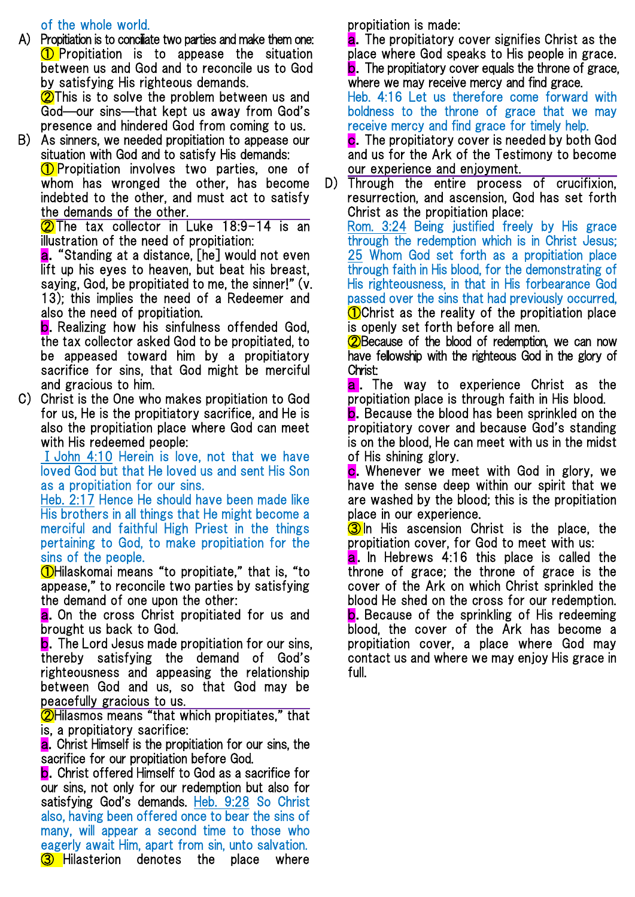of the whole world.

A) Propitiation is to conciliate two parties and make them one:

① Propitiation is to appease the situation between us and God and to reconcile us to God by satisfying His righteous demands.

②This is to solve the problem between us and God—our sins—that kept us away from God's presence and hindered God from coming to us.

B) As sinners, we needed propitiation to appease our situation with God and to satisfy His demands:

① Propitiation involves two parties, one of whom has wronged the other, has become indebted to the other, and must act to satisfy the demands of the other.

②The tax collector in Luke 18:9-14 is an illustration of the need of propitiation:

a. "Standing at a distance, [he] would not even lift up his eyes to heaven, but beat his breast, saying, God, be propitiated to me, the sinner!" (v. 13); this implies the need of a Redeemer and also the need of propitiation.

b. Realizing how his sinfulness offended God, the tax collector asked God to be propitiated, to be appeased toward him by a propitiatory sacrifice for sins, that God might be merciful and gracious to him.

C) Christ is the One who makes propitiation to God for us, He is the propitiatory sacrifice, and He is also the propitiation place where God can meet with His redeemed people:

I John 4:10 Herein is love, not that we have loved God but that He loved us and sent His Son as a propitiation for our sins.

Heb. 2:17 Hence He should have been made like His brothers in all things that He might become a merciful and faithful High Priest in the things pertaining to God, to make propitiation for the sins of the people.

①Hilaskomai means "to propitiate," that is, "to appease," to reconcile two parties by satisfying the demand of one upon the other:

a. On the cross Christ propitiated for us and brought us back to God.

b. The Lord Jesus made propitiation for our sins, thereby satisfying the demand of God's righteousness and appeasing the relationship between God and us, so that God may be peacefully gracious to us.

②Hilasmos means "that which propitiates," that is, a propitiatory sacrifice:

a. Christ Himself is the propitiation for our sins, the sacrifice for our propitiation before God.

b. Christ offered Himself to God as a sacrifice for our sins, not only for our redemption but also for satisfying God's demands. Heb. 9:28 So Christ also, having been offered once to bear the sins of many, will appear a second time to those who eagerly await Him, apart from sin, unto salvation.

③ Hilasterion denotes the place where propitiation is made:

a. The propitiatory cover signifies Christ as the place where God speaks to His people in grace.

b. The propitiatory cover equals the throne of grace, where we may receive mercy and find grace.

Heb. 4:16 Let us therefore come forward with boldness to the throne of grace that we may receive mercy and find grace for timely help.

c. The propitiatory cover is needed by both God and us for the Ark of the Testimony to become our experience and enjoyment.

D) Through the entire process of crucifixion, resurrection, and ascension, God has set forth Christ as the propitiation place:

Rom. 3:24 Being justified freely by His grace through the redemption which is in Christ Jesus; 25 Whom God set forth as a propitiation place through faith in His blood, for the demonstrating of His righteousness, in that in His forbearance God passed over the sins that had previously occurred,

①Christ as the reality of the propitiation place is openly set forth before all men.

②Because of the blood of redemption, we can now have fellowship with the righteous God in the glory of Christ:

a. The way to experience Christ as the propitiation place is through faith in His blood.

b. Because the blood has been sprinkled on the propitiatory cover and because God's standing is on the blood, He can meet with us in the midst of His shining glory.

c. Whenever we meet with God in glory, we have the sense deep within our spirit that we are washed by the blood; this is the propitiation place in our experience.

③In His ascension Christ is the place, the propitiation cover, for God to meet with us:

a. In Hebrews 4:16 this place is called the throne of grace; the throne of grace is the cover of the Ark on which Christ sprinkled the blood He shed on the cross for our redemption.

b. Because of the sprinkling of His redeeming blood, the cover of the Ark has become a propitiation cover, a place where God may contact us and where we may enjoy His grace in full.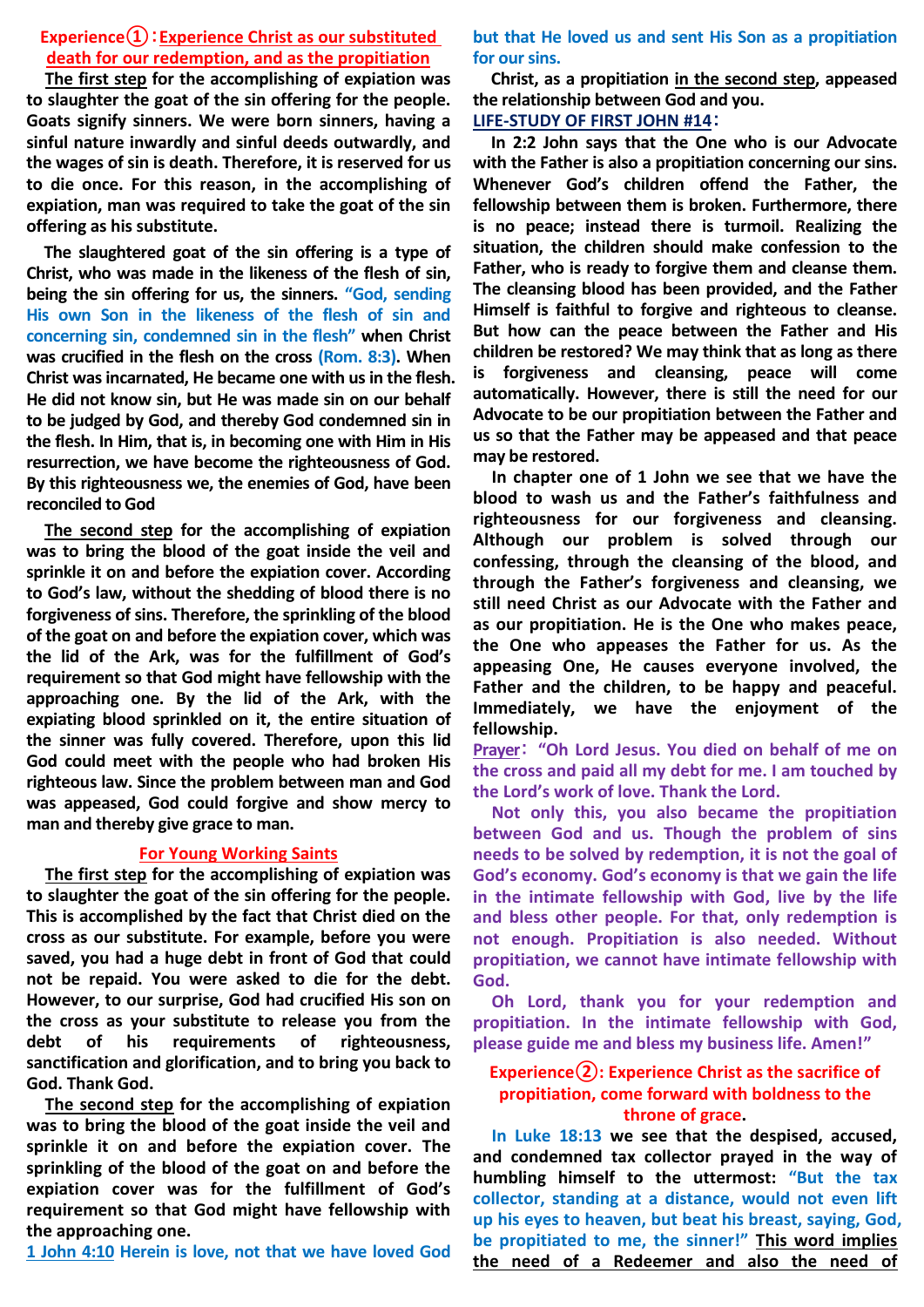## Experience①：Experience Christ as our substituted death for our redemption, and as the propitiation

**The first step for the accomplishing of expiation was to slaughter the goat of the sin offering for the people. Goats signify sinners. We were born sinners, having a sinful nature inwardly and sinful deeds outwardly, and the wages of sin is death. Therefore, it is reserved for us to die once. For this reason, in the accomplishing of expiation, man was required to take the goat of the sin offering as his substitute.**

**The slaughtered goat of the sin offering is a type of Christ, who was made in the likeness of the flesh of sin, being the sin offering for us, the sinners. "God, sending His own Son in the likeness of the flesh of sin and concerning sin, condemned sin in the flesh" when Christ was crucified in the flesh on the cross (Rom. 8:3). When Christ was incarnated, He became one with us in the flesh. He did not know sin, but He was made sin on our behalf to be judged by God, and thereby God condemned sin in the flesh. In Him, that is, in becoming one with Him in His resurrection, we have become the righteousness of God. By this righteousness we, the enemies of God, have been reconciled to God**

**The second step for the accomplishing of expiation was to bring the blood of the goat inside the veil and sprinkle it on and before the expiation cover. According to God's law, without the shedding of blood there is no forgiveness of sins. Therefore, the sprinkling of the blood of the goat on and before the expiation cover, which was the lid of the Ark, was for the fulfillment of God's requirement so that God might have fellowship with the approaching one. By the lid of the Ark, with the expiating blood sprinkled on it, the entire situation of the sinner was fully covered. Therefore, upon this lid God could meet with the people who had broken His righteous law. Since the problem between man and God was appeased, God could forgive and show mercy to man and thereby give grace to man.**

### For Young Working Saints

**The first step for the accomplishing of expiation was to slaughter the goat of the sin offering for the people. This is accomplished by the fact that Christ died on the cross as our substitute. For example, before you were saved, you had a huge debt in front of God that could not be repaid. You were asked to die for the debt. However, to our surprise, God had crucified His son on the cross as your substitute to release you from the debt of his requirements of righteousness, sanctification and glorification, and to bring you back to God. Thank God.**

**The second step for the accomplishing of expiation was to bring the blood of the goat inside the veil and sprinkle it on and before the expiation cover. The sprinkling of the blood of the goat on and before the expiation cover was for the fulfillment of God's requirement so that God might have fellowship with the approaching one.**

**1 John 4:10 Herein is love, not that we have loved God but that He loved us and sent His Son as a propitiation for our sins.**

**Christ, as a propitiation in the second step, appeased the relationship between God and you.**

**LIFE-STUDY OF FIRST JOHN #14：**

**In 2:2 John says that the One who is our Advocate with the Father is also a propitiation concerning our sins. Whenever God's children offend the Father, the fellowship between them is broken. Furthermore, there is no peace; instead there is turmoil. Realizing the situation, the children should make confession to the Father, who is ready to forgive them and cleanse them. The cleansing blood has been provided, and the Father Himself is faithful to forgive and righteous to cleanse. But how can the peace between the Father and His children be restored? We may think that as long as there is forgiveness and cleansing, peace will come automatically. However, there is still the need for our Advocate to be our propitiation between the Father and us so that the Father may be appeased and that peace may be restored.**

**In chapter one of 1 John we see that we have the blood to wash us and the Father's faithfulness and righteousness for our forgiveness and cleansing. Although our problem is solved through our confessing, through the cleansing of the blood, and through the Father's forgiveness and cleansing, we still need Christ as our Advocate with the Father and as our propitiation. He is the One who makes peace, the One who appeases the Father for us. As the appeasing One, He causes everyone involved, the Father and the children, to be happy and peaceful. Immediately, we have the enjoyment of the fellowship.**

**Prayer："Oh Lord Jesus. You died on behalf of me on the cross and paid all my debt for me. I am touched by the Lord's work of love. Thank the Lord.**

**Not only this, you also became the propitiation between God and us. Though the problem of sins needs to be solved by redemption, it is not the goal of God's economy. God's economy is that we gain the life in the intimate fellowship with God, live by the life and bless other people. For that, only redemption is not enough. Propitiation is also needed. Without propitiation, we cannot have intimate fellowship with God.**

**Oh Lord, thank you for your redemption and propitiation. In the intimate fellowship with God, please guide me and bless my business life. Amen!"**

## Experience②: Experience Christ as the sacrifice of propitiation, come forward with boldness to the throne of grace.

**In Luke 18:13 we see that the despised, accused, and condemned tax collector prayed in the way of humbling himself to the uttermost: "But the tax collector, standing at a distance, would not even lift up his eyes to heaven, but beat his breast, saying, God, be propitiated to me, the sinner!" This word implies the need of a Redeemer and also the need of**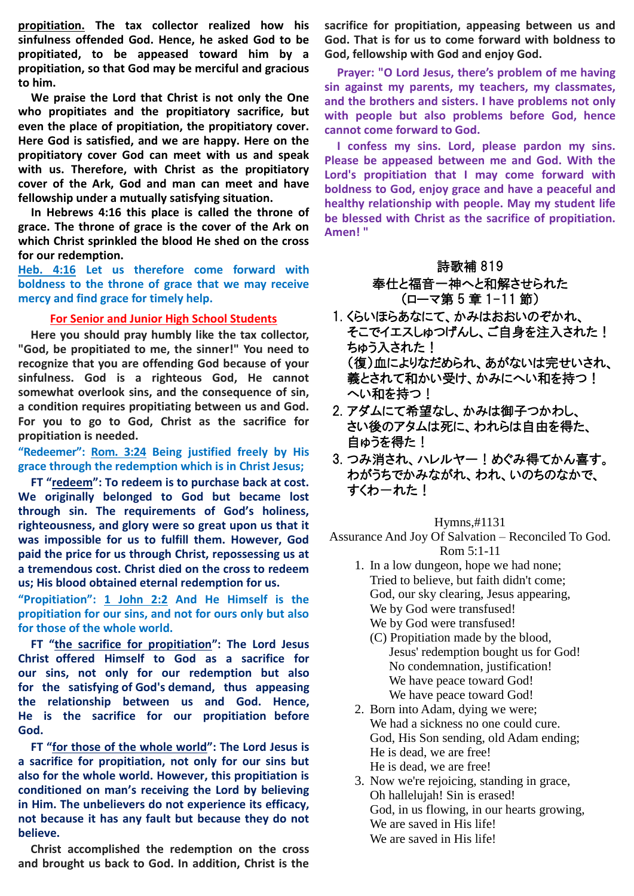**propitiation.** The tax collector realized how his sinfulness offended God. Hence, he asked God to be propitiated, to be appeased toward him by a propitiation, so that God may be merciful and gracious to him.

We praise the Lord that Christ is not only the One who propitiates and the propitiatory sacrifice, but even the place of propitiation, the propitiatory cover. Here God is satisfied, and we are happy. Here on the propitiatory cover God can meet with us and speak with us. Therefore, with Christ as the propitiatory cover of the Ark, God and man can meet and have fellowship under a mutually satisfying situation.

In Hebrews 4:16 this place is called the throne of grace. The throne of grace is the cover of the Ark on which Christ sprinkled the blood He shed on the cross for our redemption.

**Heb. 4:16 Let us therefore come forward with boldness to the throne of grace that we may receive mercy and find grace for timely help.**

**For Senior and Junior High School Students**

Here you should pray humbly like the tax collector, "God, be propitiated to me, the sinner!" You need to recognize that you are offending God because of your sinfulness. God is a righteous God, He cannot somewhat overlook sins, and the consequence of sin, a condition requires propitiating between us and God. For you to go to God, Christ as the sacrifice for propitiation is needed.

**"Redeemer": Rom. 3:24 Being justified freely by His grace through the redemption which is in Christ Jesus;**

**FT "redeem": To redeem is to purchase back at cost. We originally belonged to God but became lost through sin. The requirements of God's holiness, righteousness, and glory were so great upon us that it was impossible for us to fulfill them. However, God paid the price for us through Christ, repossessing us at a tremendous cost. Christ died on the cross to redeem us; His blood obtained eternal redemption for us.**

**"Propitiation": 1 John 2:2 And He Himself is the propitiation for our sins, and not for ours only but also for those of the whole world.**

**FT "the sacrifice for propitiation": The Lord Jesus Christ offered Himself to God as a sacrifice for our sins, not only for our redemption but also for the satisfying of God's demand, thus appeasing the relationship between us and God. Hence, He is the sacrifice for our propitiation before God.**

**FT "for those of the whole world": The Lord Jesus is a sacrifice for propitiation, not only for our sins but also for the whole world. However, this propitiation is conditioned on man's receiving the Lord by believing in Him. The unbelievers do not experience its efficacy, not because it has any fault but because they do not believe.**

Christ accomplished the redemption on the cross and brought us back to God. In addition, Christ is the sacrifice for propitiation, appeasing between us and God. That is for us to come forward with boldness to God, fellowship with God and enjoy God.

**Prayer: "O Lord Jesus, there's problem of me having sin against my parents, my teachers, my classmates, and the brothers and sisters. I have problems not only with people but also problems before God, hence cannot come forward to God.**

**I confess my sins. Lord, please pardon my sins. Please be appeased between me and God. With the Lord's propitiation that I may come forward with boldness to God, enjoy grace and have a peaceful and healthy relationship with people. May my student life be blessed with Christ as the sacrifice of propitiation. Amen! "**

詩歌補 819
奉仕と福音ー神へと和解させられた
（ローマ第 5 章 1-11 節）

1. くらいほらあなにて、かみはおおいのぞかれ、
そこでイエスしゅつげんし、ご自身を注入された！
ちゅう入された！
（復）血によりなだめられ、あがないは完せいされ、
義とされて和かい受け、かみにへい和を持つ！
へい和を持つ！
2. アダムにて希望なし、かみは御子つかわし、
さい後のアタムは死に、われらは自由を得た、
自ゆうを得た！
3. つみ消され、ハレルヤー！めぐみ得てかん喜す。
わがうちでかみながれ、われ、いのちのなかで、
すくわーれた！

Hymns,#1131
Assurance And Joy Of Salvation – Reconciled To God.
Rom 5:1-11

1. In a low dungeon, hope we had none;
Tried to believe, but faith didn't come;
God, our sky clearing, Jesus appearing,
We by God were transfused!
We by God were transfused!
(C) Propitiation made by the blood,
Jesus' redemption bought us for God!
No condemnation, justification!
We have peace toward God!
We have peace toward God!
2. Born into Adam, dying we were;
We had a sickness no one could cure.
God, His Son sending, old Adam ending;
He is dead, we are free!
He is dead, we are free!
3. Now we're rejoicing, standing in grace,
Oh hallelujah! Sin is erased!
God, in us flowing, in our hearts growing,
We are saved in His life!
We are saved in His life!